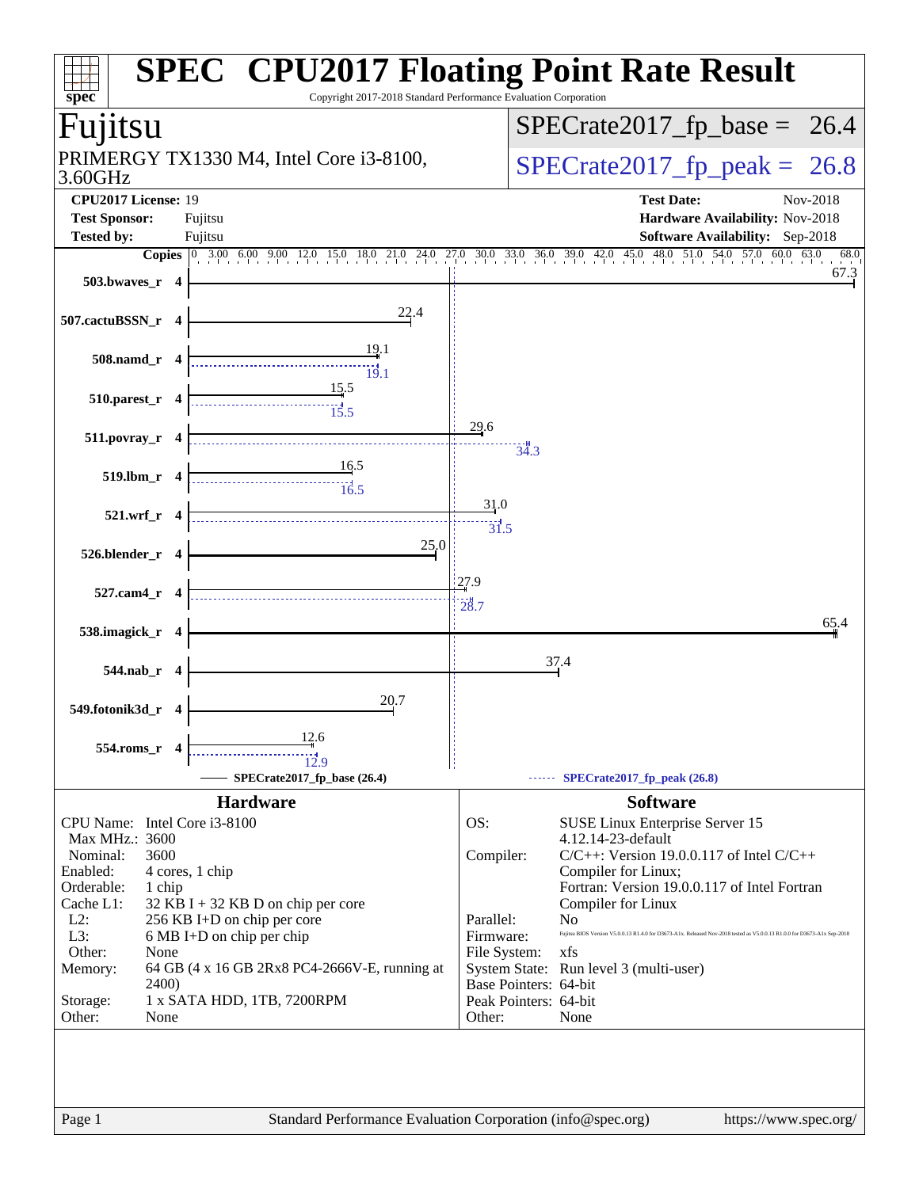# SPEC CPU2017 Floating Point Rate Result

Copyright 2017-2018 Standard Performance Evaluation Corporation

## Fujitsu

PRIMERGY TX1330 M4, Intel Core i3-8100, 3.60GHz

SPECrate2017_fp_base = 26.4

SPECrate2017_fp_peak = 26.8

| | | | |
|---|---|---|---|
| **CPU2017 License:** | 19 | **Test Date:** | Nov-2018 |
| **Test Sponsor:** | Fujitsu | **Hardware Availability:** | Nov-2018 |
| **Tested by:** | Fujitsu | **Software Availability:** | Sep-2018 |

| Benchmark | Copies | Base | Peak |
|---|---|---|---|
| 503.bwaves_r | 4 | 67.3 | |
| 507.cactuBSSN_r | 4 | 22.4 | |
| 508.namd_r | 4 | 19.1 | 19.1 |
| 510.parest_r | 4 | 15.5 | 15.5 |
| 511.povray_r | 4 | 29.6 | 34.3 |
| 519.lbm_r | 4 | 16.5 | 16.5 |
| 521.wrf_r | 4 | 31.0 | 31.5 |
| 526.blender_r | 4 | 25.0 | |
| 527.cam4_r | 4 | 27.9 | 28.7 |
| 538.imagick_r | 4 | 65.4 | |
| 544.nab_r | 4 | 37.4 | |
| 549.fotonik3d_r | 4 | 20.7 | |
| 554.roms_r | 4 | 12.6 | 12.9 |

SPECrate2017_fp_base (26.4) — SPECrate2017_fp_peak (26.8)

### Hardware

| | |
|---|---|
| CPU Name: | Intel Core i3-8100 |
| Max MHz.: | 3600 |
| Nominal: | 3600 |
| Enabled: | 4 cores, 1 chip |
| Orderable: | 1 chip |
| Cache L1: | 32 KB I + 32 KB D on chip per core |
| L2: | 256 KB I+D on chip per core |
| L3: | 6 MB I+D on chip per chip |
| Other: | None |
| Memory: | 64 GB (4 x 16 GB 2Rx8 PC4-2666V-E, running at 2400) |
| Storage: | 1 x SATA HDD, 1TB, 7200RPM |
| Other: | None |

### Software

| | |
|---|---|
| OS: | SUSE Linux Enterprise Server 15 4.12.14-23-default |
| Compiler: | C/C++: Version 19.0.0.117 of Intel C/C++ Compiler for Linux; Fortran: Version 19.0.0.117 of Intel Fortran Compiler for Linux |
| Parallel: | No |
| Firmware: | Fujitsu BIOS Version V5.0.0.13 R1.4.0 for D3673-A1x. Released Nov-2018 tested as V5.0.0.13 R1.0.0 for D3673-A1x Sep-2018 |
| File System: | xfs |
| System State: | Run level 3 (multi-user) |
| Base Pointers: | 64-bit |
| Peak Pointers: | 64-bit |
| Other: | None |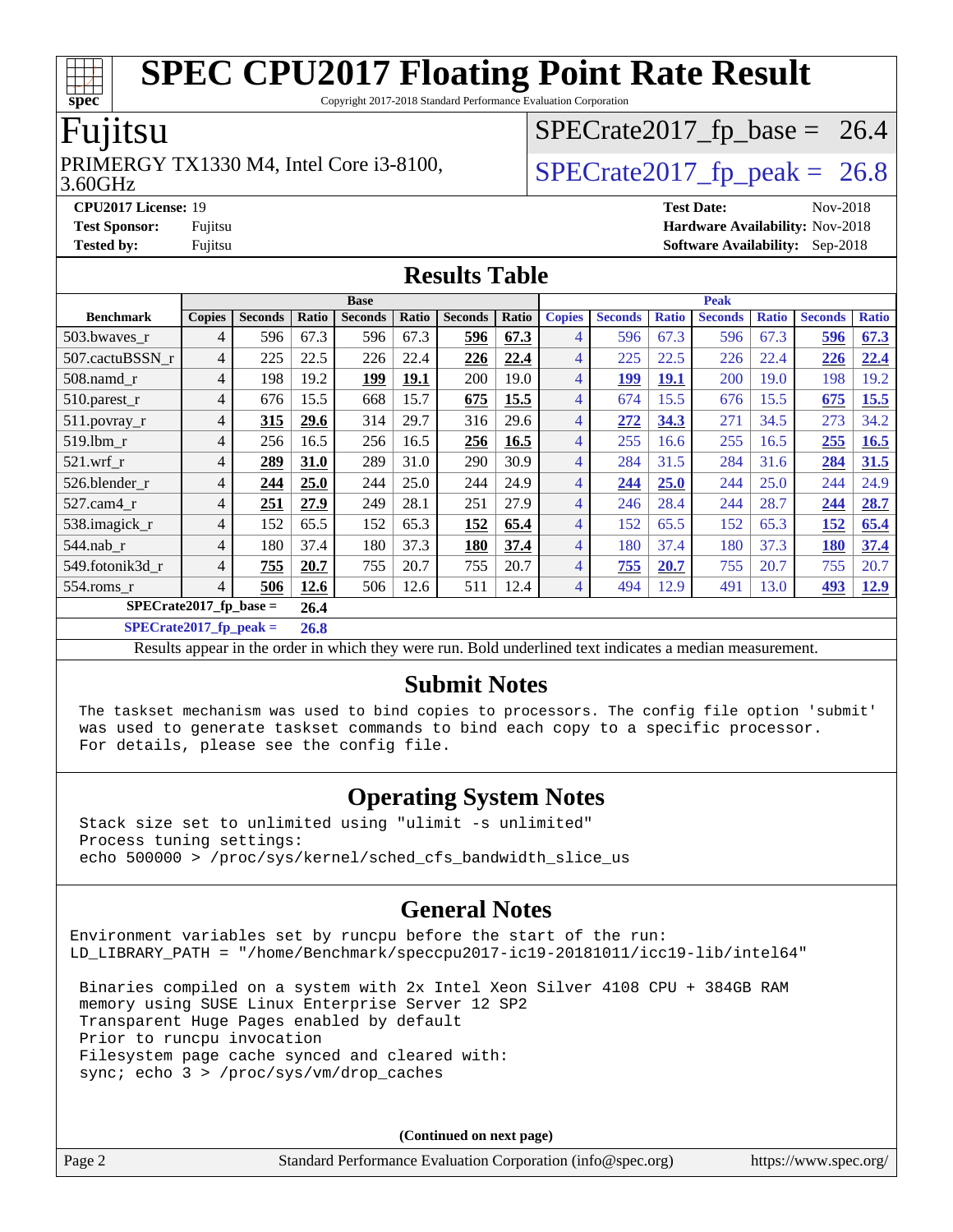# SPEC CPU2017 Floating Point Rate Result

Copyright 2017-2018 Standard Performance Evaluation Corporation

## Fujitsu

PRIMERGY TX1330 M4, Intel Core i3-8100, 3.60GHz

SPECrate2017_fp_base = 26.4

SPECrate2017_fp_peak = 26.8

**CPU2017 License:** 19
**Test Sponsor:** Fujitsu
**Tested by:** Fujitsu
**Test Date:** Nov-2018
**Hardware Availability:** Nov-2018
**Software Availability:** Sep-2018

## Results Table

| Benchmark | Base | | | | | | | Peak | | | | | | |
|---|---|---|---|---|---|---|---|---|---|---|---|---|---|---|
| | Copies | Seconds | Ratio | Seconds | Ratio | Seconds | Ratio | Copies | Seconds | Ratio | Seconds | Ratio | Seconds | Ratio |
| 503.bwaves_r | 4 | 596 | 67.3 | 596 | 67.3 | **596** | **67.3** | 4 | 596 | 67.3 | 596 | 67.3 | **596** | **67.3** |
| 507.cactuBSSN_r | 4 | 225 | 22.5 | 226 | 22.4 | **226** | **22.4** | 4 | 225 | 22.5 | 226 | 22.4 | **226** | **22.4** |
| 508.namd_r | 4 | 198 | 19.2 | **199** | **19.1** | 200 | 19.0 | 4 | **199** | **19.1** | 200 | 19.0 | 198 | 19.2 |
| 510.parest_r | 4 | 676 | 15.5 | 668 | 15.7 | **675** | **15.5** | 4 | 674 | 15.5 | 676 | 15.5 | **675** | **15.5** |
| 511.povray_r | 4 | **315** | **29.6** | 314 | 29.7 | 316 | 29.6 | 4 | **272** | **34.3** | 271 | 34.5 | 273 | 34.2 |
| 519.lbm_r | 4 | 256 | 16.5 | 256 | 16.5 | **256** | **16.5** | 4 | 255 | 16.6 | 255 | 16.5 | **255** | **16.5** |
| 521.wrf_r | 4 | **289** | **31.0** | 289 | 31.0 | 290 | 30.9 | 4 | 284 | 31.5 | 284 | 31.6 | **284** | **31.5** |
| 526.blender_r | 4 | **244** | **25.0** | 244 | 25.0 | 244 | 24.9 | 4 | **244** | **25.0** | 244 | 25.0 | 244 | 24.9 |
| 527.cam4_r | 4 | **251** | **27.9** | 249 | 28.1 | 251 | 27.9 | 4 | 246 | 28.4 | 244 | 28.7 | **244** | **28.7** |
| 538.imagick_r | 4 | 152 | 65.5 | 152 | 65.3 | **152** | **65.4** | 4 | 152 | 65.5 | 152 | 65.3 | **152** | **65.4** |
| 544.nab_r | 4 | 180 | 37.4 | 180 | 37.3 | **180** | **37.4** | 4 | 180 | 37.4 | 180 | 37.3 | **180** | **37.4** |
| 549.fotonik3d_r | 4 | **755** | **20.7** | 755 | 20.7 | 755 | 20.7 | 4 | **755** | **20.7** | 755 | 20.7 | 755 | 20.7 |
| 554.roms_r | 4 | **506** | **12.6** | 506 | 12.6 | 511 | 12.4 | 4 | 494 | 12.9 | 491 | 13.0 | **493** | **12.9** |

**SPECrate2017_fp_base = 26.4**

**SPECrate2017_fp_peak = 26.8**

Results appear in the order in which they were run. Bold underlined text indicates a median measurement.

## Submit Notes

```
The taskset mechanism was used to bind copies to processors. The config file option 'submit'
was used to generate taskset commands to bind each copy to a specific processor.
For details, please see the config file.
```

## Operating System Notes

```
Stack size set to unlimited using "ulimit -s unlimited"
Process tuning settings:
echo 500000 > /proc/sys/kernel/sched_cfs_bandwidth_slice_us
```

## General Notes

```
Environment variables set by runcpu before the start of the run:
LD_LIBRARY_PATH = "/home/Benchmark/speccpu2017-ic19-20181011/icc19-lib/intel64"

 Binaries compiled on a system with 2x Intel Xeon Silver 4108 CPU + 384GB RAM
 memory using SUSE Linux Enterprise Server 12 SP2
 Transparent Huge Pages enabled by default
 Prior to runcpu invocation
 Filesystem page cache synced and cleared with:
 sync; echo 3 > /proc/sys/vm/drop_caches
```

**(Continued on next page)**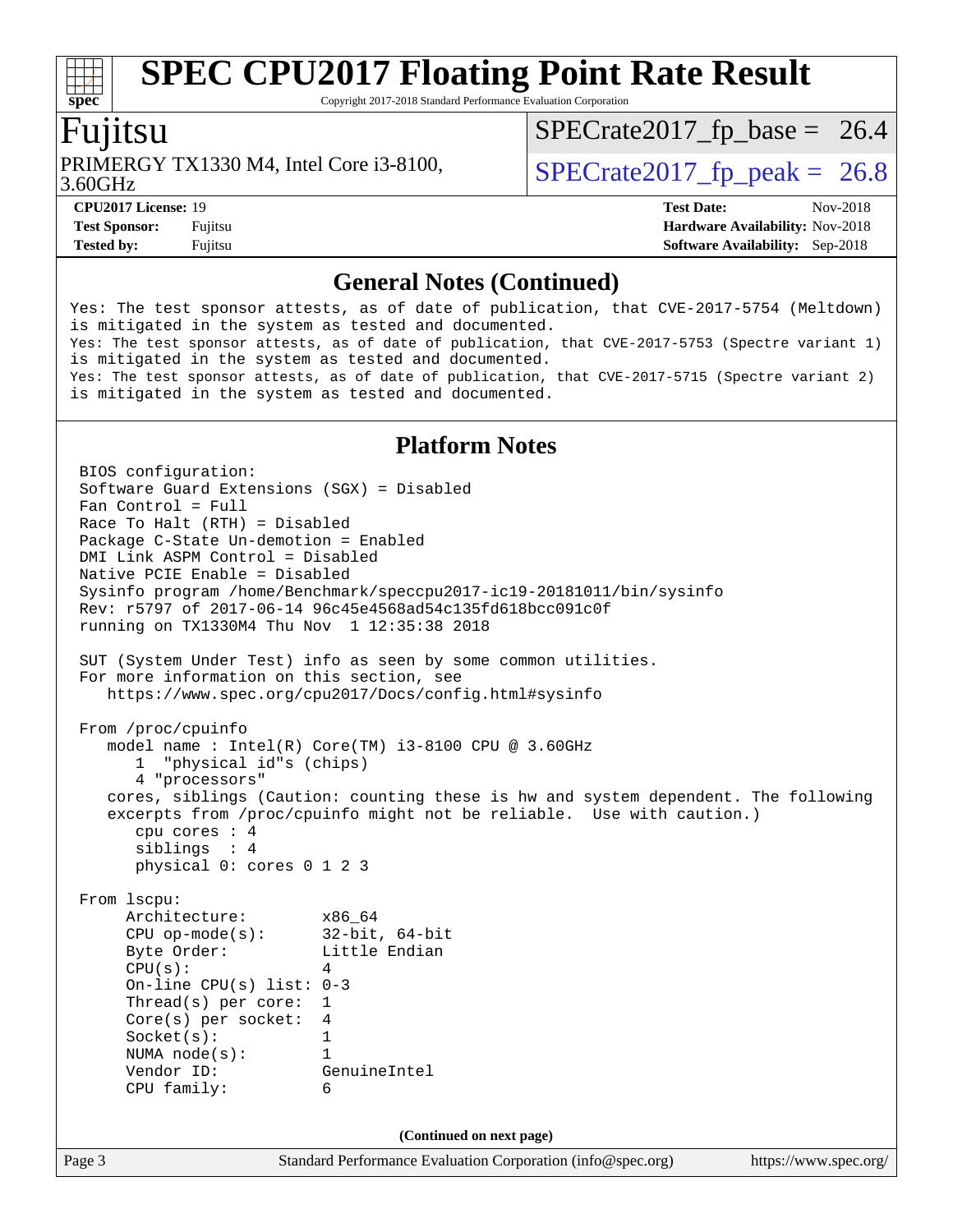## General Notes (Continued)

```
Yes: The test sponsor attests, as of date of publication, that CVE-2017-5754 (Meltdown)
is mitigated in the system as tested and documented.
Yes: The test sponsor attests, as of date of publication, that CVE-2017-5753 (Spectre variant 1)
is mitigated in the system as tested and documented.
Yes: The test sponsor attests, as of date of publication, that CVE-2017-5715 (Spectre variant 2)
is mitigated in the system as tested and documented.
```

## Platform Notes

```
BIOS configuration:
Software Guard Extensions (SGX) = Disabled
Fan Control = Full
Race To Halt (RTH) = Disabled
Package C-State Un-demotion = Enabled
DMI Link ASPM Control = Disabled
Native PCIE Enable = Disabled
Sysinfo program /home/Benchmark/speccpu2017-ic19-20181011/bin/sysinfo
Rev: r5797 of 2017-06-14 96c45e4568ad54c135fd618bcc091c0f
running on TX1330M4 Thu Nov  1 12:35:38 2018

SUT (System Under Test) info as seen by some common utilities.
For more information on this section, see
   https://www.spec.org/cpu2017/Docs/config.html#sysinfo

From /proc/cpuinfo
   model name : Intel(R) Core(TM) i3-8100 CPU @ 3.60GHz
      1  "physical id"s (chips)
      4 "processors"
   cores, siblings (Caution: counting these is hw and system dependent. The following
   excerpts from /proc/cpuinfo might not be reliable.  Use with caution.)
      cpu cores : 4
      siblings  : 4
      physical 0: cores 0 1 2 3

From lscpu:
     Architecture:        x86_64
     CPU op-mode(s):      32-bit, 64-bit
     Byte Order:          Little Endian
     CPU(s):              4
     On-line CPU(s) list: 0-3
     Thread(s) per core:  1
     Core(s) per socket:  4
     Socket(s):           1
     NUMA node(s):        1
     Vendor ID:           GenuineIntel
     CPU family:          6
```

(Continued on next page)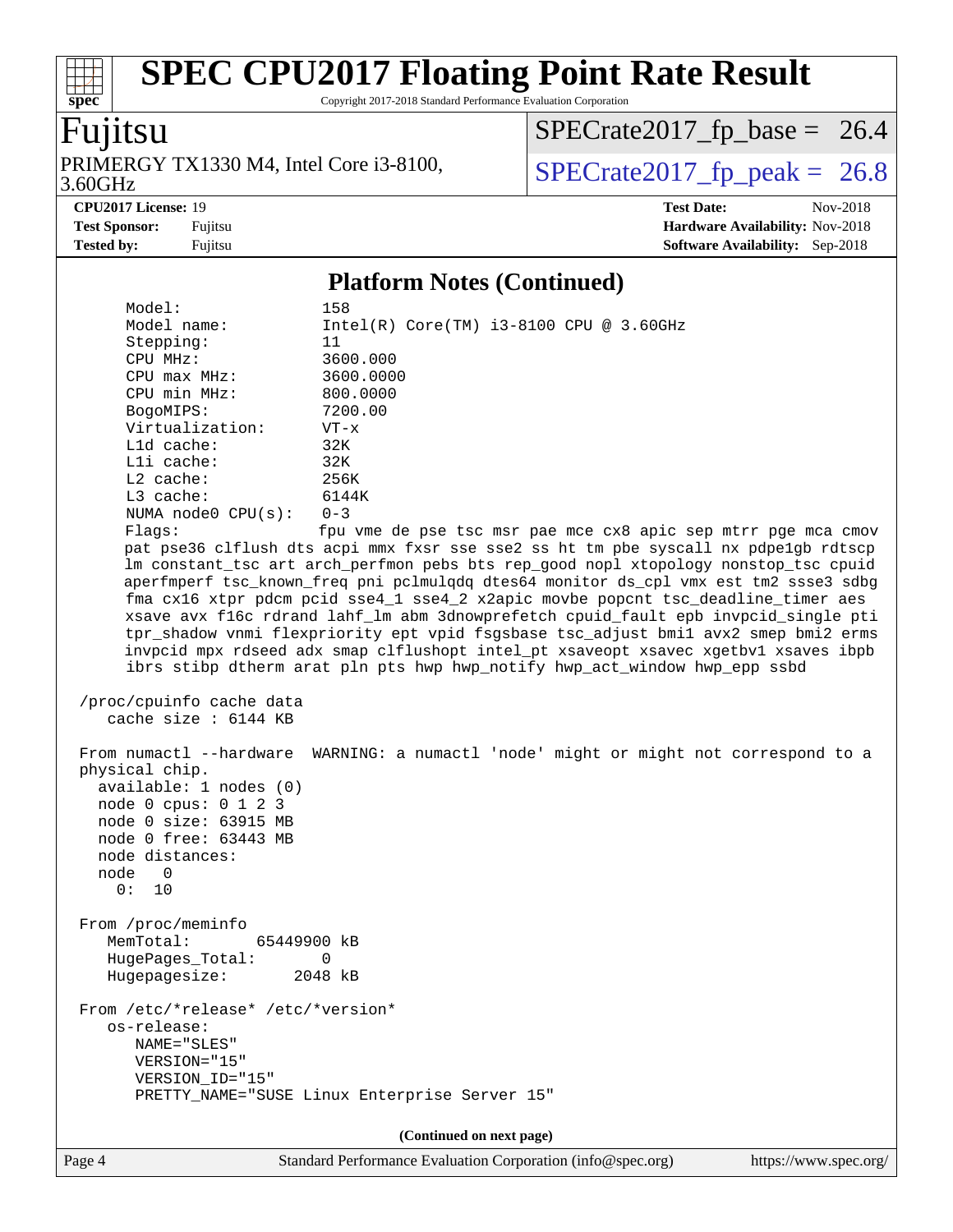# SPEC CPU2017 Floating Point Rate Result

Copyright 2017-2018 Standard Performance Evaluation Corporation

**Fujitsu**

PRIMERGY TX1330 M4, Intel Core i3-8100, 3.60GHz

SPECrate2017_fp_base = 26.4

SPECrate2017_fp_peak = 26.8

**CPU2017 License:** 19
**Test Sponsor:** Fujitsu
**Tested by:** Fujitsu

**Test Date:** Nov-2018
**Hardware Availability:** Nov-2018
**Software Availability:** Sep-2018

## Platform Notes (Continued)

```
     Model:                 158
     Model name:            Intel(R) Core(TM) i3-8100 CPU @ 3.60GHz
     Stepping:              11
     CPU MHz:               3600.000
     CPU max MHz:           3600.0000
     CPU min MHz:           800.0000
     BogoMIPS:              7200.00
     Virtualization:        VT-x
     L1d cache:             32K
     L1i cache:             32K
     L2 cache:              256K
     L3 cache:              6144K
     NUMA node0 CPU(s):     0-3
     Flags:                 fpu vme de pse tsc msr pae mce cx8 apic sep mtrr pge mca cmov
     pat pse36 clflush dts acpi mmx fxsr sse sse2 ss ht tm pbe syscall nx pdpe1gb rdtscp
     lm constant_tsc art arch_perfmon pebs bts rep_good nopl xtopology nonstop_tsc cpuid
     aperfmperf tsc_known_freq pni pclmulqdq dtes64 monitor ds_cpl vmx est tm2 ssse3 sdbg
     fma cx16 xtpr pdcm pcid sse4_1 sse4_2 x2apic movbe popcnt tsc_deadline_timer aes
     xsave avx f16c rdrand lahf_lm abm 3dnowprefetch cpuid_fault epb invpcid_single pti
     tpr_shadow vnmi flexpriority ept vpid fsgsbase tsc_adjust bmi1 avx2 smep bmi2 erms
     invpcid mpx rdseed adx smap clflushopt intel_pt xsaveopt xsavec xgetbv1 xsaves ibpb
     ibrs stibp dtherm arat pln pts hwp hwp_notify hwp_act_window hwp_epp ssbd

 /proc/cpuinfo cache data
    cache size : 6144 KB

 From numactl --hardware  WARNING: a numactl 'node' might or might not correspond to a
 physical chip.
   available: 1 nodes (0)
   node 0 cpus: 0 1 2 3
   node 0 size: 63915 MB
   node 0 free: 63443 MB
   node distances:
   node   0
     0:  10

 From /proc/meminfo
    MemTotal:       65449900 kB
    HugePages_Total:       0
    Hugepagesize:       2048 kB

 From /etc/*release* /etc/*version*
    os-release:
       NAME="SLES"
       VERSION="15"
       VERSION_ID="15"
       PRETTY_NAME="SUSE Linux Enterprise Server 15"
```

(Continued on next page)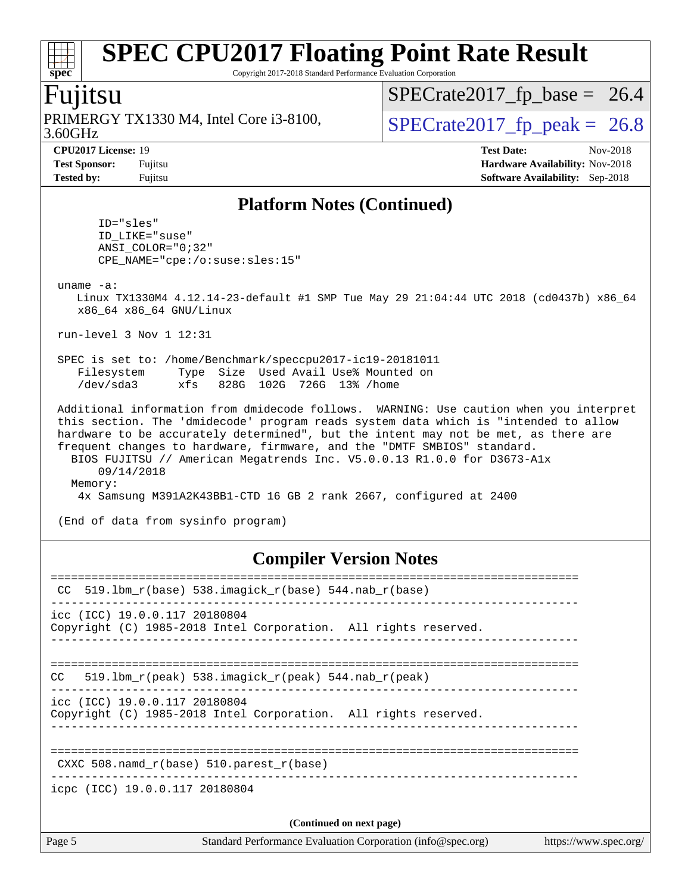## Platform Notes (Continued)

```
      ID="sles"
      ID_LIKE="suse"
      ANSI_COLOR="0;32"
      CPE_NAME="cpe:/o:suse:sles:15"

 uname -a:
    Linux TX1330M4 4.12.14-23-default #1 SMP Tue May 29 21:04:44 UTC 2018 (cd0437b) x86_64
    x86_64 x86_64 GNU/Linux

 run-level 3 Nov 1 12:31

 SPEC is set to: /home/Benchmark/speccpu2017-ic19-20181011
    Filesystem     Type  Size  Used Avail Use% Mounted on
    /dev/sda3      xfs   828G  102G  726G  13% /home

 Additional information from dmidecode follows.  WARNING: Use caution when you interpret
 this section. The 'dmidecode' program reads system data which is "intended to allow
 hardware to be accurately determined", but the intent may not be met, as there are
 frequent changes to hardware, firmware, and the "DMTF SMBIOS" standard.
   BIOS FUJITSU // American Megatrends Inc. V5.0.0.13 R1.0.0 for D3673-A1x
      09/14/2018
   Memory:
    4x Samsung M391A2K43BB1-CTD 16 GB 2 rank 2667, configured at 2400

 (End of data from sysinfo program)
```

## Compiler Version Notes

```
==============================================================================
 CC  519.lbm_r(base) 538.imagick_r(base) 544.nab_r(base)
------------------------------------------------------------------------------
icc (ICC) 19.0.0.117 20180804
Copyright (C) 1985-2018 Intel Corporation.  All rights reserved.
------------------------------------------------------------------------------

==============================================================================
CC   519.lbm_r(peak) 538.imagick_r(peak) 544.nab_r(peak)
------------------------------------------------------------------------------
icc (ICC) 19.0.0.117 20180804
Copyright (C) 1985-2018 Intel Corporation.  All rights reserved.
------------------------------------------------------------------------------

==============================================================================
 CXXC 508.namd_r(base) 510.parest_r(base)
------------------------------------------------------------------------------
icpc (ICC) 19.0.0.117 20180804
```

(Continued on next page)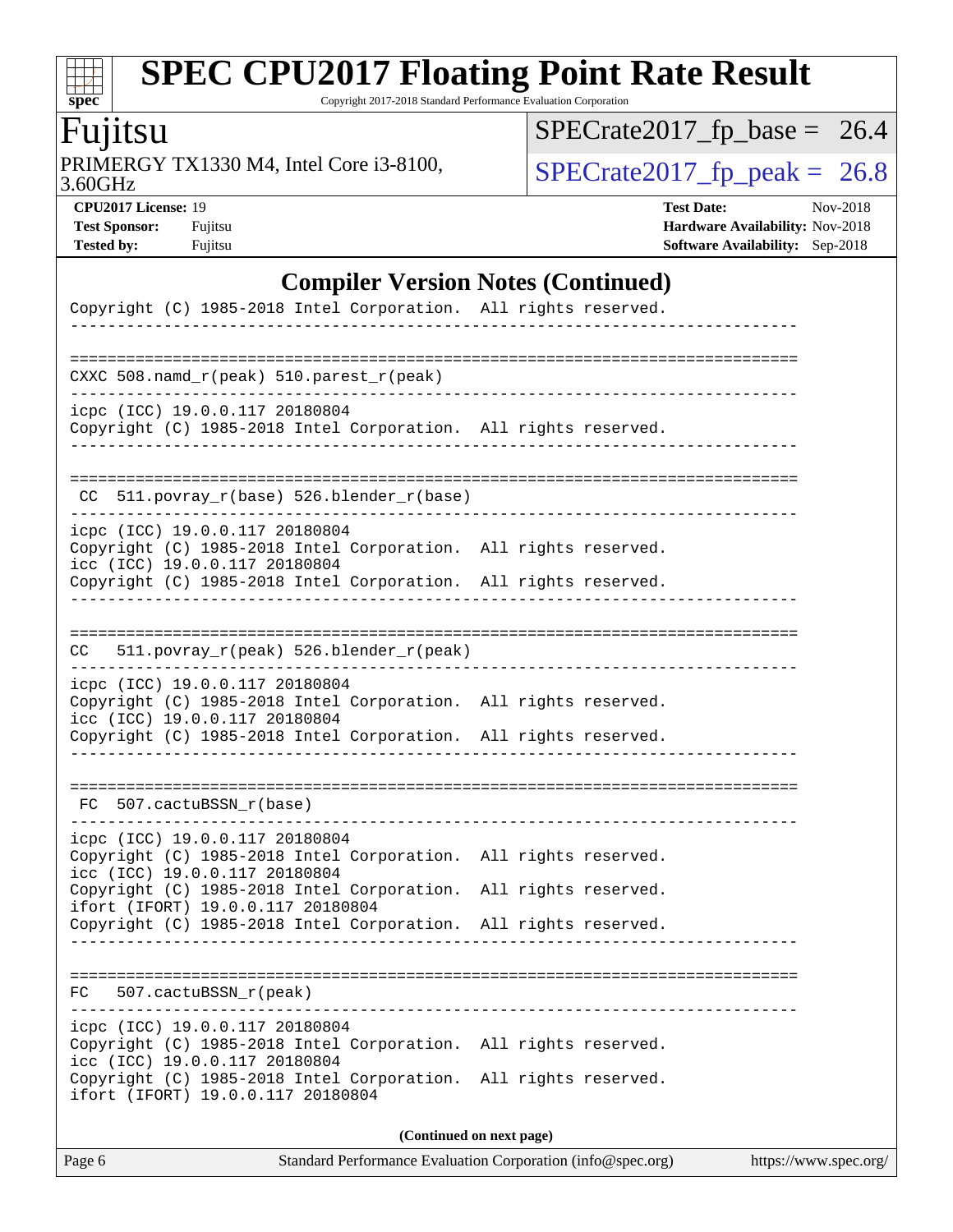## Compiler Version Notes (Continued)

```
Copyright (C) 1985-2018 Intel Corporation.  All rights reserved.
------------------------------------------------------------------------------

==============================================================================
CXXC 508.namd_r(peak) 510.parest_r(peak)
------------------------------------------------------------------------------
icpc (ICC) 19.0.0.117 20180804
Copyright (C) 1985-2018 Intel Corporation.  All rights reserved.
------------------------------------------------------------------------------

==============================================================================
 CC  511.povray_r(base) 526.blender_r(base)
------------------------------------------------------------------------------
icpc (ICC) 19.0.0.117 20180804
Copyright (C) 1985-2018 Intel Corporation.  All rights reserved.
icc (ICC) 19.0.0.117 20180804
Copyright (C) 1985-2018 Intel Corporation.  All rights reserved.
------------------------------------------------------------------------------

==============================================================================
CC   511.povray_r(peak) 526.blender_r(peak)
------------------------------------------------------------------------------
icpc (ICC) 19.0.0.117 20180804
Copyright (C) 1985-2018 Intel Corporation.  All rights reserved.
icc (ICC) 19.0.0.117 20180804
Copyright (C) 1985-2018 Intel Corporation.  All rights reserved.
------------------------------------------------------------------------------

==============================================================================
 FC  507.cactuBSSN_r(base)
------------------------------------------------------------------------------
icpc (ICC) 19.0.0.117 20180804
Copyright (C) 1985-2018 Intel Corporation.  All rights reserved.
icc (ICC) 19.0.0.117 20180804
Copyright (C) 1985-2018 Intel Corporation.  All rights reserved.
ifort (IFORT) 19.0.0.117 20180804
Copyright (C) 1985-2018 Intel Corporation.  All rights reserved.
------------------------------------------------------------------------------

==============================================================================
FC   507.cactuBSSN_r(peak)
------------------------------------------------------------------------------
icpc (ICC) 19.0.0.117 20180804
Copyright (C) 1985-2018 Intel Corporation.  All rights reserved.
icc (ICC) 19.0.0.117 20180804
Copyright (C) 1985-2018 Intel Corporation.  All rights reserved.
ifort (IFORT) 19.0.0.117 20180804
```

**(Continued on next page)**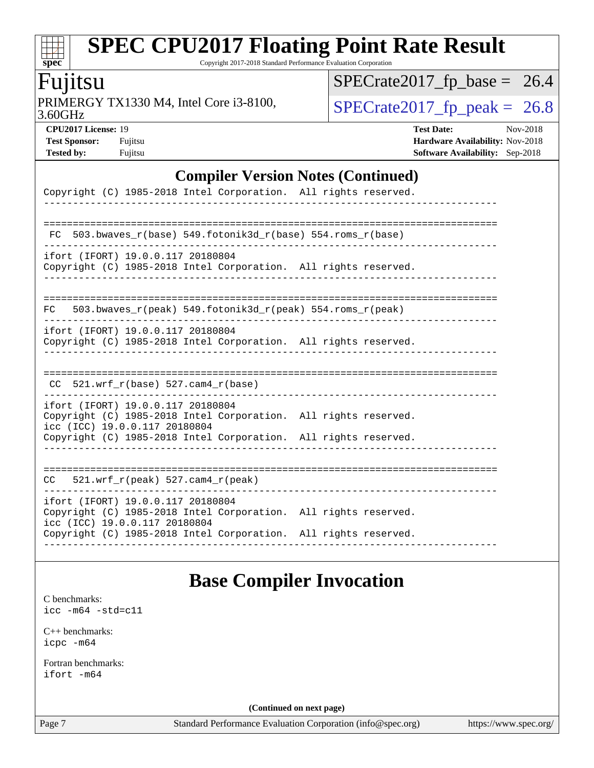# SPEC CPU2017 Floating Point Rate Result

Copyright 2017-2018 Standard Performance Evaluation Corporation

## Fujitsu

PRIMERGY TX1330 M4, Intel Core i3-8100, 3.60GHz

SPECrate2017_fp_base = 26.4

SPECrate2017_fp_peak = 26.8

**CPU2017 License:** 19
**Test Sponsor:** Fujitsu
**Tested by:** Fujitsu

**Test Date:** Nov-2018
**Hardware Availability:** Nov-2018
**Software Availability:** Sep-2018

## Compiler Version Notes (Continued)

```
Copyright (C) 1985-2018 Intel Corporation.  All rights reserved.
------------------------------------------------------------------------------

==============================================================================
 FC  503.bwaves_r(base) 549.fotonik3d_r(base) 554.roms_r(base)
------------------------------------------------------------------------------
ifort (IFORT) 19.0.0.117 20180804
Copyright (C) 1985-2018 Intel Corporation.  All rights reserved.
------------------------------------------------------------------------------

==============================================================================
 FC  503.bwaves_r(peak) 549.fotonik3d_r(peak) 554.roms_r(peak)
------------------------------------------------------------------------------
ifort (IFORT) 19.0.0.117 20180804
Copyright (C) 1985-2018 Intel Corporation.  All rights reserved.
------------------------------------------------------------------------------

==============================================================================
 CC  521.wrf_r(base) 527.cam4_r(base)
------------------------------------------------------------------------------
ifort (IFORT) 19.0.0.117 20180804
Copyright (C) 1985-2018 Intel Corporation.  All rights reserved.
icc (ICC) 19.0.0.117 20180804
Copyright (C) 1985-2018 Intel Corporation.  All rights reserved.
------------------------------------------------------------------------------

==============================================================================
 CC  521.wrf_r(peak) 527.cam4_r(peak)
------------------------------------------------------------------------------
ifort (IFORT) 19.0.0.117 20180804
Copyright (C) 1985-2018 Intel Corporation.  All rights reserved.
icc (ICC) 19.0.0.117 20180804
Copyright (C) 1985-2018 Intel Corporation.  All rights reserved.
------------------------------------------------------------------------------
```

## Base Compiler Invocation

C benchmarks:
`icc -m64 -std=c11`

C++ benchmarks:
`icpc -m64`

Fortran benchmarks:
`ifort -m64`

**(Continued on next page)**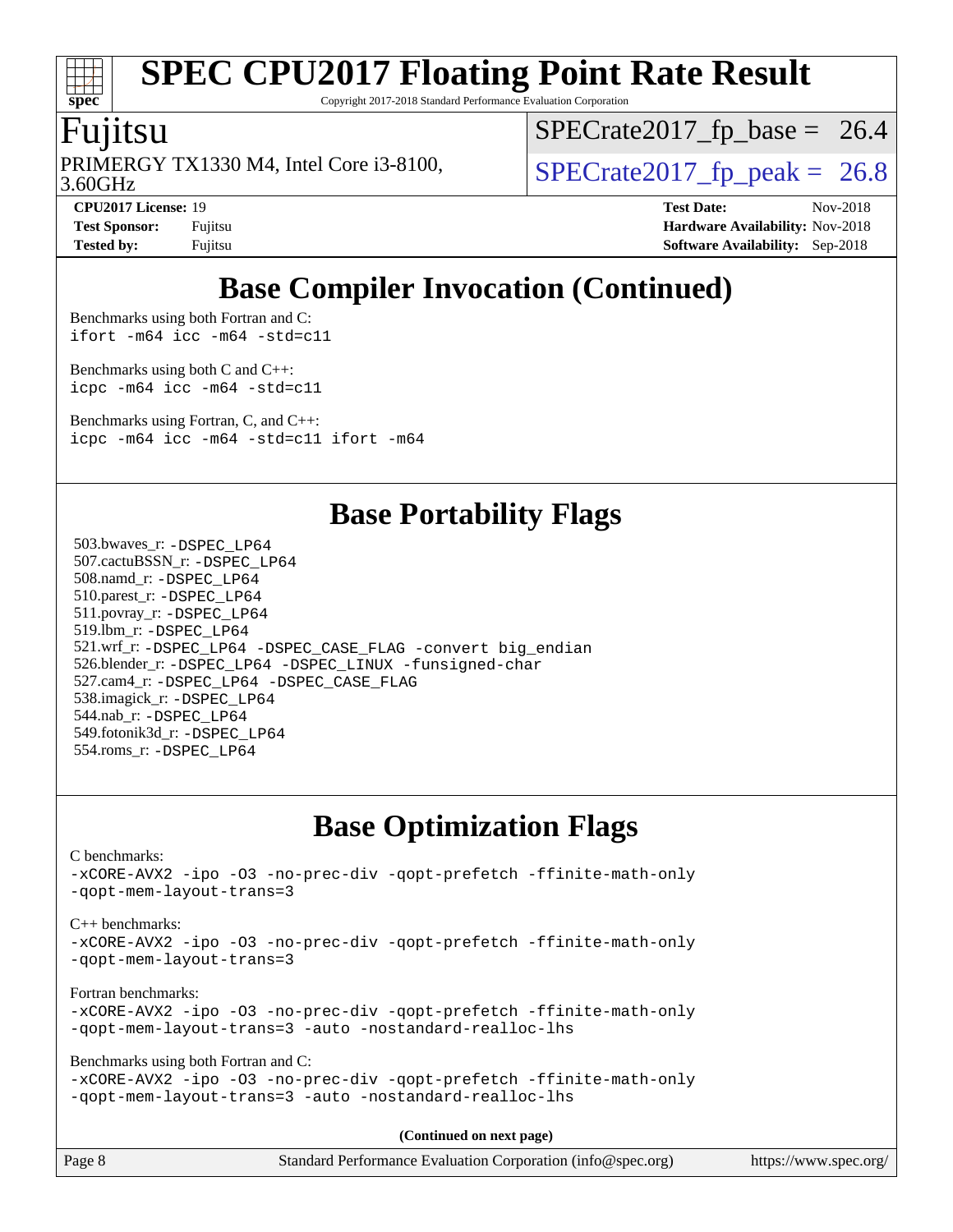# Base Compiler Invocation (Continued)

Benchmarks using both Fortran and C:
`ifort -m64 icc -m64 -std=c11`

Benchmarks using both C and C++:
`icpc -m64 icc -m64 -std=c11`

Benchmarks using Fortran, C, and C++:
`icpc -m64 icc -m64 -std=c11 ifort -m64`

# Base Portability Flags

503.bwaves_r: `-DSPEC_LP64`
507.cactuBSSN_r: `-DSPEC_LP64`
508.namd_r: `-DSPEC_LP64`
510.parest_r: `-DSPEC_LP64`
511.povray_r: `-DSPEC_LP64`
519.lbm_r: `-DSPEC_LP64`
521.wrf_r: `-DSPEC_LP64 -DSPEC_CASE_FLAG -convert big_endian`
526.blender_r: `-DSPEC_LP64 -DSPEC_LINUX -funsigned-char`
527.cam4_r: `-DSPEC_LP64 -DSPEC_CASE_FLAG`
538.imagick_r: `-DSPEC_LP64`
544.nab_r: `-DSPEC_LP64`
549.fotonik3d_r: `-DSPEC_LP64`
554.roms_r: `-DSPEC_LP64`

# Base Optimization Flags

C benchmarks:
`-xCORE-AVX2 -ipo -O3 -no-prec-div -qopt-prefetch -ffinite-math-only -qopt-mem-layout-trans=3`

C++ benchmarks:
`-xCORE-AVX2 -ipo -O3 -no-prec-div -qopt-prefetch -ffinite-math-only -qopt-mem-layout-trans=3`

Fortran benchmarks:
`-xCORE-AVX2 -ipo -O3 -no-prec-div -qopt-prefetch -ffinite-math-only -qopt-mem-layout-trans=3 -auto -nostandard-realloc-lhs`

Benchmarks using both Fortran and C:
`-xCORE-AVX2 -ipo -O3 -no-prec-div -qopt-prefetch -ffinite-math-only -qopt-mem-layout-trans=3 -auto -nostandard-realloc-lhs`

**(Continued on next page)**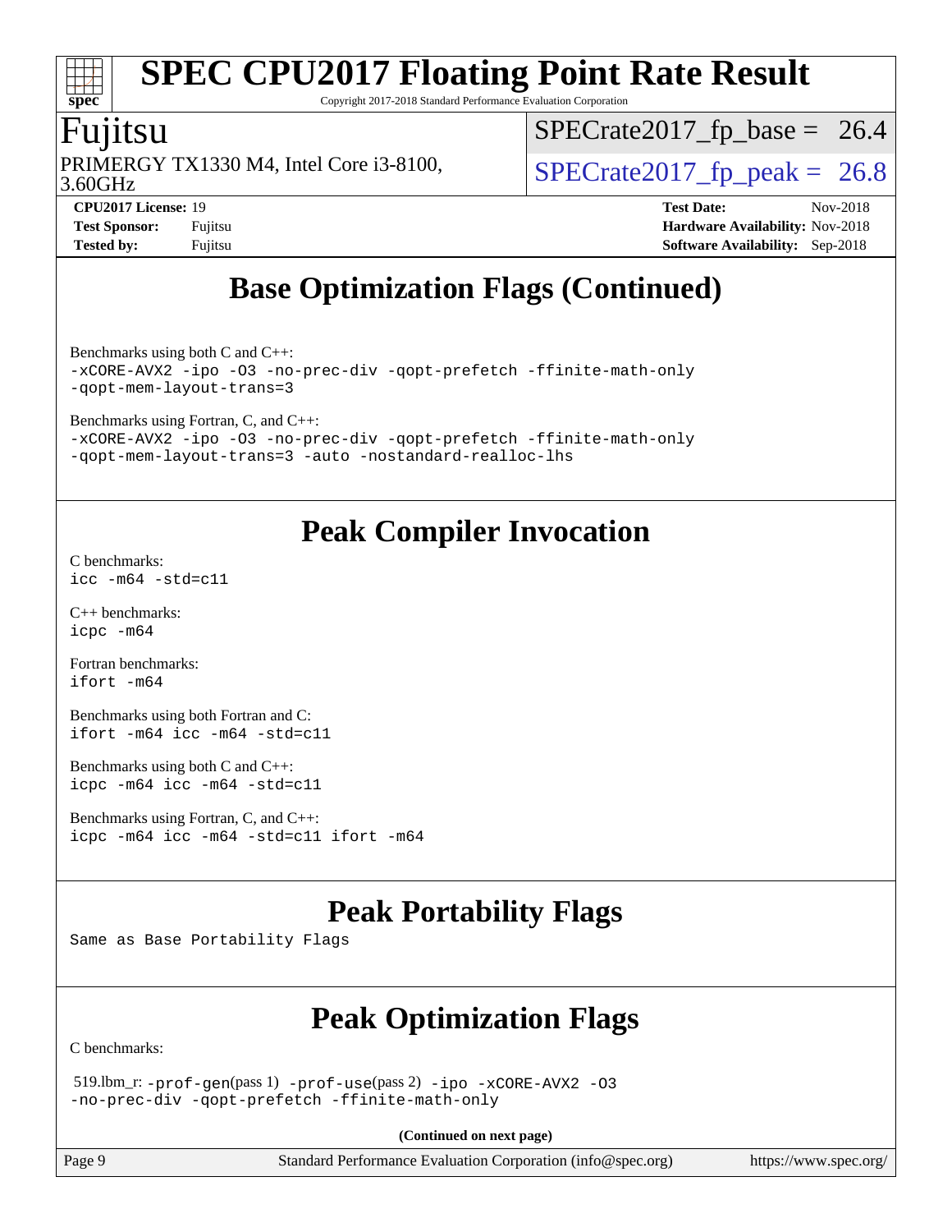# SPEC CPU2017 Floating Point Rate Result

Copyright 2017-2018 Standard Performance Evaluation Corporation

**Fujitsu**

PRIMERGY TX1330 M4, Intel Core i3-8100, 3.60GHz

SPECrate2017_fp_base = 26.4

SPECrate2017_fp_peak = 26.8

**CPU2017 License:** 19
**Test Sponsor:** Fujitsu
**Tested by:** Fujitsu

**Test Date:** Nov-2018
**Hardware Availability:** Nov-2018
**Software Availability:** Sep-2018

## Base Optimization Flags (Continued)

Benchmarks using both C and C++:

```
-xCORE-AVX2 -ipo -O3 -no-prec-div -qopt-prefetch -ffinite-math-only
-qopt-mem-layout-trans=3
```

Benchmarks using Fortran, C, and C++:

```
-xCORE-AVX2 -ipo -O3 -no-prec-div -qopt-prefetch -ffinite-math-only
-qopt-mem-layout-trans=3 -auto -nostandard-realloc-lhs
```

## Peak Compiler Invocation

C benchmarks:

```
icc -m64 -std=c11
```

C++ benchmarks:

```
icpc -m64
```

Fortran benchmarks:

```
ifort -m64
```

Benchmarks using both Fortran and C:

```
ifort -m64 icc -m64 -std=c11
```

Benchmarks using both C and C++:

```
icpc -m64 icc -m64 -std=c11
```

Benchmarks using Fortran, C, and C++:

```
icpc -m64 icc -m64 -std=c11 ifort -m64
```

## Peak Portability Flags

Same as Base Portability Flags

## Peak Optimization Flags

C benchmarks:

519.lbm_r: `-prof-gen`(pass 1) `-prof-use`(pass 2) `-ipo -xCORE-AVX2 -O3 -no-prec-div -qopt-prefetch -ffinite-math-only`

**(Continued on next page)**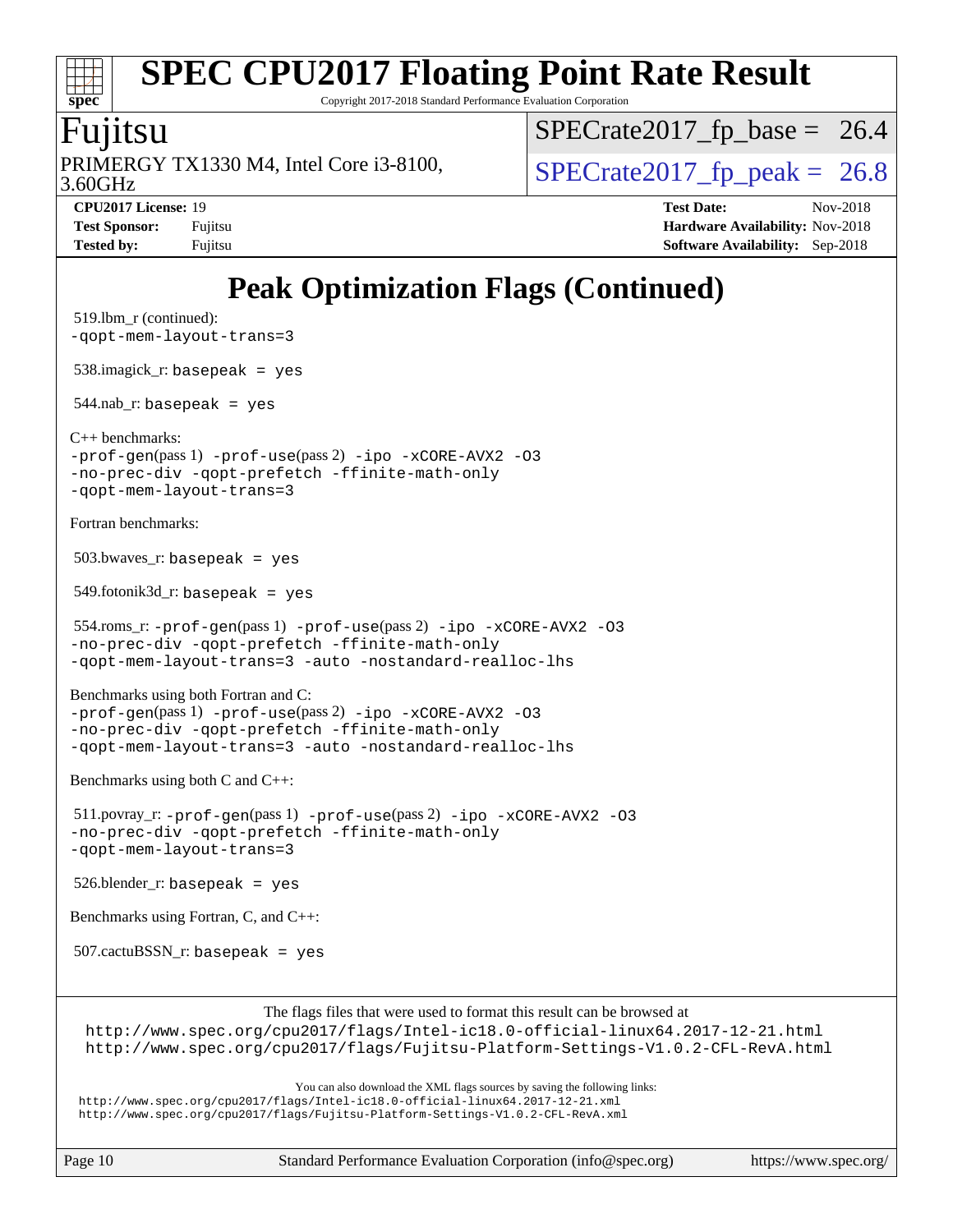# Peak Optimization Flags (Continued)

519.lbm_r (continued):
-qopt-mem-layout-trans=3

538.imagick_r: basepeak = yes

544.nab_r: basepeak = yes

C++ benchmarks:
-prof-gen(pass 1) -prof-use(pass 2) -ipo -xCORE-AVX2 -O3
-no-prec-div -qopt-prefetch -ffinite-math-only
-qopt-mem-layout-trans=3

Fortran benchmarks:

503.bwaves_r: basepeak = yes

549.fotonik3d_r: basepeak = yes

554.roms_r: -prof-gen(pass 1) -prof-use(pass 2) -ipo -xCORE-AVX2 -O3
-no-prec-div -qopt-prefetch -ffinite-math-only
-qopt-mem-layout-trans=3 -auto -nostandard-realloc-lhs

Benchmarks using both Fortran and C:
-prof-gen(pass 1) -prof-use(pass 2) -ipo -xCORE-AVX2 -O3
-no-prec-div -qopt-prefetch -ffinite-math-only
-qopt-mem-layout-trans=3 -auto -nostandard-realloc-lhs

Benchmarks using both C and C++:

511.povray_r: -prof-gen(pass 1) -prof-use(pass 2) -ipo -xCORE-AVX2 -O3
-no-prec-div -qopt-prefetch -ffinite-math-only
-qopt-mem-layout-trans=3

526.blender_r: basepeak = yes

Benchmarks using Fortran, C, and C++:

507.cactuBSSN_r: basepeak = yes

The flags files that were used to format this result can be browsed at
http://www.spec.org/cpu2017/flags/Intel-ic18.0-official-linux64.2017-12-21.html
http://www.spec.org/cpu2017/flags/Fujitsu-Platform-Settings-V1.0.2-CFL-RevA.html

You can also download the XML flags sources by saving the following links:
http://www.spec.org/cpu2017/flags/Intel-ic18.0-official-linux64.2017-12-21.xml
http://www.spec.org/cpu2017/flags/Fujitsu-Platform-Settings-V1.0.2-CFL-RevA.xml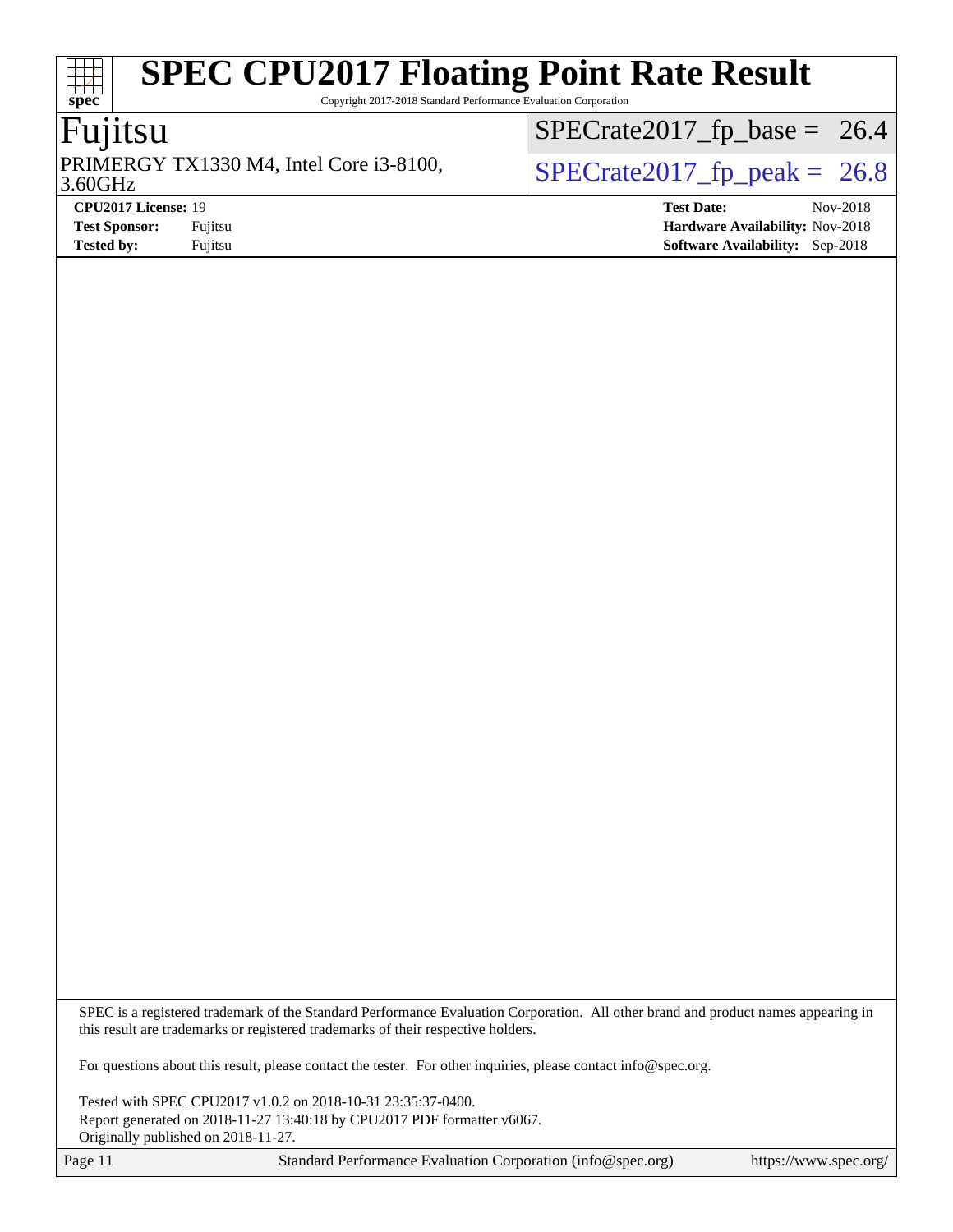SPEC is a registered trademark of the Standard Performance Evaluation Corporation. All other brand and product names appearing in this result are trademarks or registered trademarks of their respective holders.

For questions about this result, please contact the tester. For other inquiries, please contact info@spec.org.

Tested with SPEC CPU2017 v1.0.2 on 2018-10-31 23:35:37-0400.
Report generated on 2018-11-27 13:40:18 by CPU2017 PDF formatter v6067.
Originally published on 2018-11-27.